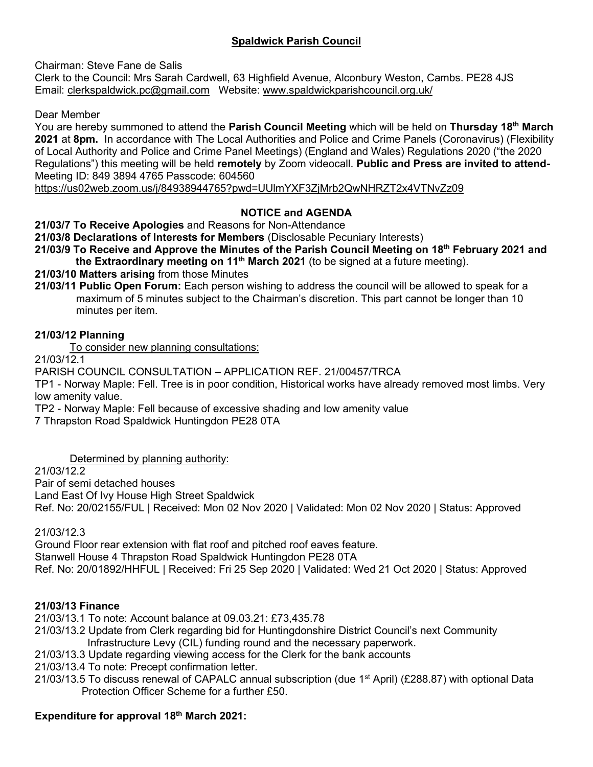**Spaldwick Parish Council**

Chairman: Steve Fane de Salis
Clerk to the Council: Mrs Sarah Cardwell, 63 Highfield Avenue, Alconbury Weston, Cambs. PE28 4JS
Email: clerkspaldwick.pc@gmail.com Website: www.spaldwickparishcouncil.org.uk/

Dear Member
You are hereby summoned to attend the **Parish Council Meeting** which will be held on **Thursday 18th March 2021** at **8pm.** In accordance with The Local Authorities and Police and Crime Panels (Coronavirus) (Flexibility of Local Authority and Police and Crime Panel Meetings) (England and Wales) Regulations 2020 ("the 2020 Regulations") this meeting will be held **remotely** by Zoom videocall. **Public and Press are invited to attend-** Meeting ID: 849 3894 4765 Passcode: 604560
https://us02web.zoom.us/j/84938944765?pwd=UUlmYXF3ZjMrb2QwNHRZT2x4VTNvZz09

**NOTICE and AGENDA**

**21/03/7 To Receive Apologies** and Reasons for Non-Attendance
**21/03/8 Declarations of Interests for Members** (Disclosable Pecuniary Interests)
**21/03/9 To Receive and Approve the Minutes of the Parish Council Meeting on 18th February 2021 and the Extraordinary meeting on 11th March 2021** (to be signed at a future meeting).
**21/03/10 Matters arising** from those Minutes
**21/03/11 Public Open Forum:** Each person wishing to address the council will be allowed to speak for a maximum of 5 minutes subject to the Chairman's discretion. This part cannot be longer than 10 minutes per item.

**21/03/12 Planning**

To consider new planning consultations:

21/03/12.1
PARISH COUNCIL CONSULTATION – APPLICATION REF. 21/00457/TRCA
TP1 - Norway Maple: Fell. Tree is in poor condition, Historical works have already removed most limbs. Very low amenity value.
TP2 - Norway Maple: Fell because of excessive shading and low amenity value
7 Thrapston Road Spaldwick Huntingdon PE28 0TA

Determined by planning authority:

21/03/12.2
Pair of semi detached houses
Land East Of Ivy House High Street Spaldwick
Ref. No: 20/02155/FUL | Received: Mon 02 Nov 2020 | Validated: Mon 02 Nov 2020 | Status: Approved

21/03/12.3
Ground Floor rear extension with flat roof and pitched roof eaves feature.
Stanwell House 4 Thrapston Road Spaldwick Huntingdon PE28 0TA
Ref. No: 20/01892/HHFUL | Received: Fri 25 Sep 2020 | Validated: Wed 21 Oct 2020 | Status: Approved

**21/03/13 Finance**

21/03/13.1 To note: Account balance at 09.03.21: £73,435.78
21/03/13.2 Update from Clerk regarding bid for Huntingdonshire District Council's next Community Infrastructure Levy (CIL) funding round and the necessary paperwork.
21/03/13.3 Update regarding viewing access for the Clerk for the bank accounts
21/03/13.4 To note: Precept confirmation letter.
21/03/13.5 To discuss renewal of CAPALC annual subscription (due 1st April) (£288.87) with optional Data Protection Officer Scheme for a further £50.

**Expenditure for approval 18th March 2021:**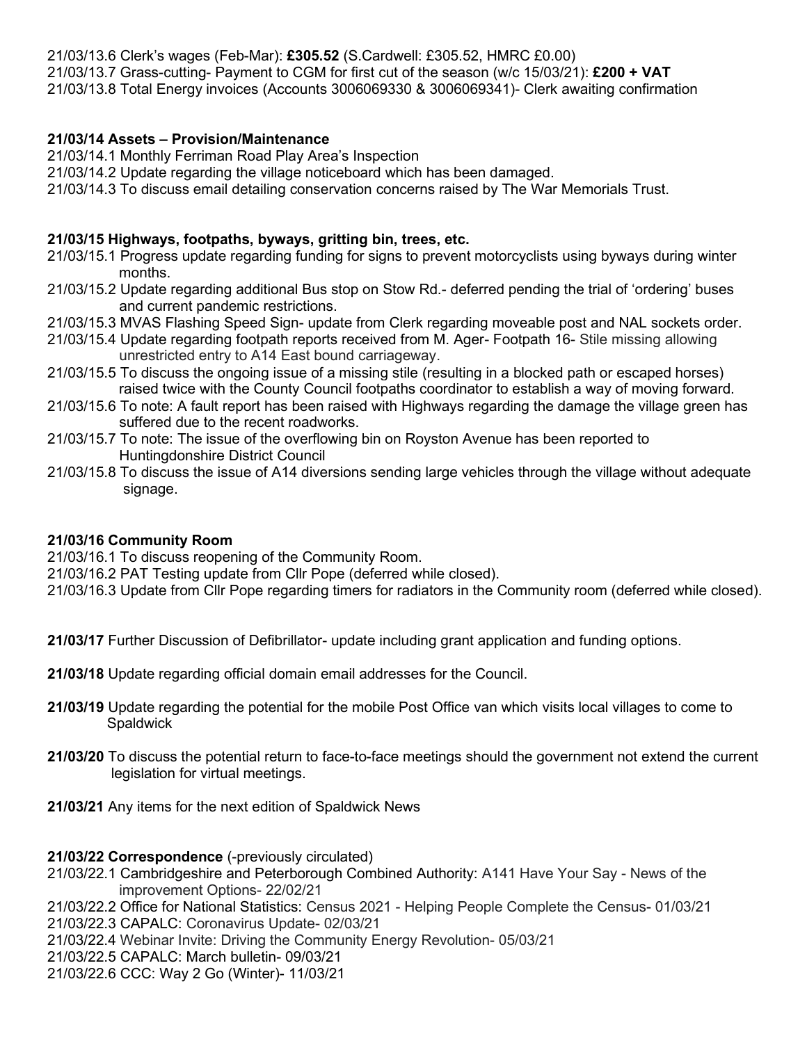21/03/13.6 Clerk's wages (Feb-Mar): **£305.52** (S.Cardwell: £305.52, HMRC £0.00)
21/03/13.7 Grass-cutting- Payment to CGM for first cut of the season (w/c 15/03/21): **£200 + VAT**
21/03/13.8 Total Energy invoices (Accounts 3006069330 & 3006069341)- Clerk awaiting confirmation

**21/03/14 Assets – Provision/Maintenance**

21/03/14.1 Monthly Ferriman Road Play Area's Inspection
21/03/14.2 Update regarding the village noticeboard which has been damaged.
21/03/14.3 To discuss email detailing conservation concerns raised by The War Memorials Trust.

**21/03/15 Highways, footpaths, byways, gritting bin, trees, etc.**

21/03/15.1 Progress update regarding funding for signs to prevent motorcyclists using byways during winter months.
21/03/15.2 Update regarding additional Bus stop on Stow Rd.- deferred pending the trial of 'ordering' buses and current pandemic restrictions.
21/03/15.3 MVAS Flashing Speed Sign- update from Clerk regarding moveable post and NAL sockets order.
21/03/15.4 Update regarding footpath reports received from M. Ager- Footpath 16- Stile missing allowing unrestricted entry to A14 East bound carriageway.
21/03/15.5 To discuss the ongoing issue of a missing stile (resulting in a blocked path or escaped horses) raised twice with the County Council footpaths coordinator to establish a way of moving forward.
21/03/15.6 To note: A fault report has been raised with Highways regarding the damage the village green has suffered due to the recent roadworks.
21/03/15.7 To note: The issue of the overflowing bin on Royston Avenue has been reported to Huntingdonshire District Council
21/03/15.8 To discuss the issue of A14 diversions sending large vehicles through the village without adequate signage.

**21/03/16 Community Room**

21/03/16.1 To discuss reopening of the Community Room.
21/03/16.2 PAT Testing update from Cllr Pope (deferred while closed).
21/03/16.3 Update from Cllr Pope regarding timers for radiators in the Community room (deferred while closed).

**21/03/17** Further Discussion of Defibrillator- update including grant application and funding options.

**21/03/18** Update regarding official domain email addresses for the Council.

**21/03/19** Update regarding the potential for the mobile Post Office van which visits local villages to come to Spaldwick

**21/03/20** To discuss the potential return to face-to-face meetings should the government not extend the current legislation for virtual meetings.

**21/03/21** Any items for the next edition of Spaldwick News

**21/03/22 Correspondence** (-previously circulated)

21/03/22.1 Cambridgeshire and Peterborough Combined Authority: A141 Have Your Say - News of the improvement Options- 22/02/21
21/03/22.2 Office for National Statistics: Census 2021 - Helping People Complete the Census- 01/03/21
21/03/22.3 CAPALC: Coronavirus Update- 02/03/21
21/03/22.4 Webinar Invite: Driving the Community Energy Revolution- 05/03/21
21/03/22.5 CAPALC: March bulletin- 09/03/21
21/03/22.6 CCC: Way 2 Go (Winter)- 11/03/21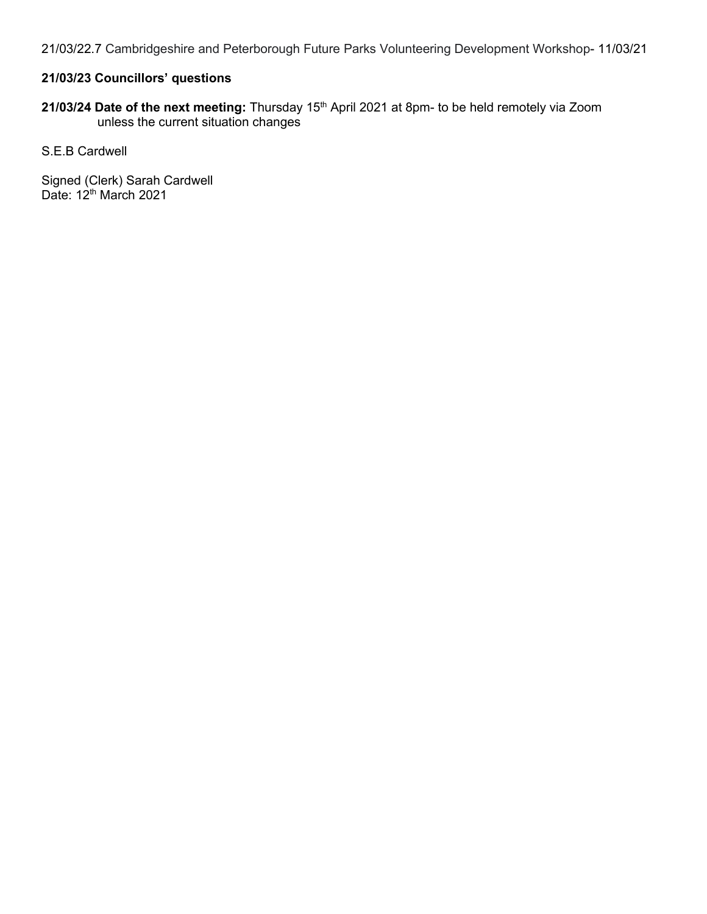21/03/22.7 Cambridgeshire and Peterborough Future Parks Volunteering Development Workshop- 11/03/21

**21/03/23 Councillors' questions**

**21/03/24 Date of the next meeting:** Thursday 15th April 2021 at 8pm- to be held remotely via Zoom unless the current situation changes

S.E.B Cardwell

Signed (Clerk) Sarah Cardwell
Date: 12th March 2021